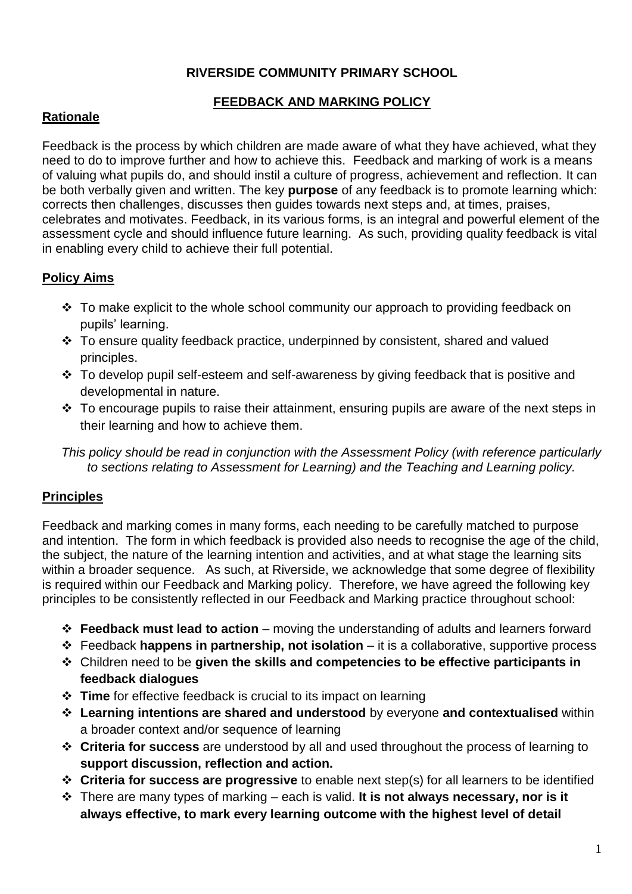# RIVERSIDE COMMUNITY PRIMARY SCHOOL

## FEEDBACK AND MARKING POLICY

### Rationale

Feedback is the process by which children are made aware of what they have achieved, what they need to do to improve further and how to achieve this. Feedback and marking of work is a means of valuing what pupils do, and should instil a culture of progress, achievement and reflection. It can be both verbally given and written. The key **purpose** of any feedback is to promote learning which: corrects then challenges, discusses then guides towards next steps and, at times, praises, celebrates and motivates. Feedback, in its various forms, is an integral and powerful element of the assessment cycle and should influence future learning. As such, providing quality feedback is vital in enabling every child to achieve their full potential.

### Policy Aims

- To make explicit to the whole school community our approach to providing feedback on pupils' learning.
- To ensure quality feedback practice, underpinned by consistent, shared and valued principles.
- To develop pupil self-esteem and self-awareness by giving feedback that is positive and developmental in nature.
- To encourage pupils to raise their attainment, ensuring pupils are aware of the next steps in their learning and how to achieve them.

*This policy should be read in conjunction with the Assessment Policy (with reference particularly to sections relating to Assessment for Learning) and the Teaching and Learning policy.*

### Principles

Feedback and marking comes in many forms, each needing to be carefully matched to purpose and intention. The form in which feedback is provided also needs to recognise the age of the child, the subject, the nature of the learning intention and activities, and at what stage the learning sits within a broader sequence. As such, at Riverside, we acknowledge that some degree of flexibility is required within our Feedback and Marking policy. Therefore, we have agreed the following key principles to be consistently reflected in our Feedback and Marking practice throughout school:

- **Feedback must lead to action** – moving the understanding of adults and learners forward
- Feedback **happens in partnership, not isolation** – it is a collaborative, supportive process
- Children need to be **given the skills and competencies to be effective participants in feedback dialogues**
- **Time** for effective feedback is crucial to its impact on learning
- **Learning intentions are shared and understood** by everyone **and contextualised** within a broader context and/or sequence of learning
- **Criteria for success** are understood by all and used throughout the process of learning to **support discussion, reflection and action.**
- **Criteria for success are progressive** to enable next step(s) for all learners to be identified
- There are many types of marking – each is valid. **It is not always necessary, nor is it always effective, to mark every learning outcome with the highest level of detail**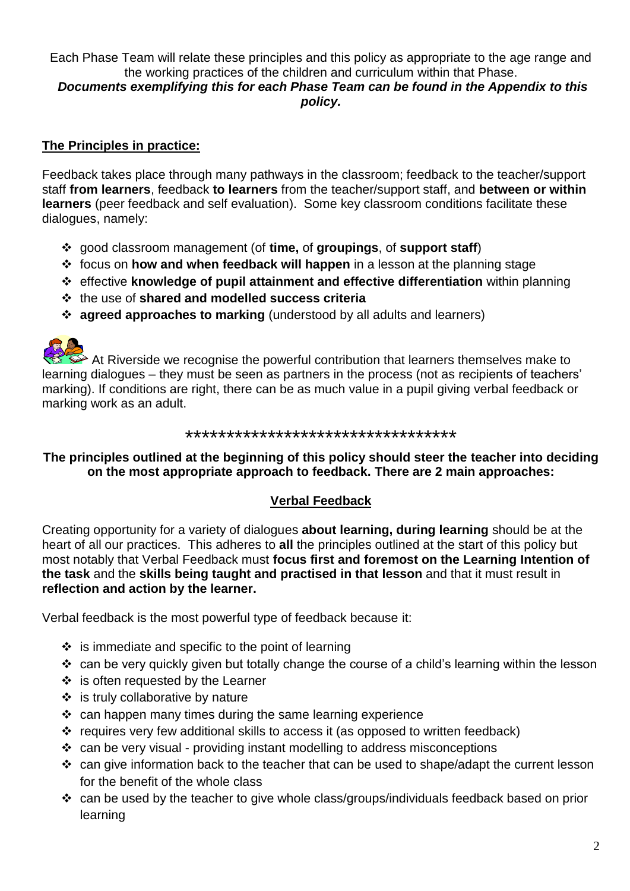Each Phase Team will relate these principles and this policy as appropriate to the age range and the working practices of the children and curriculum within that Phase.
***Documents exemplifying this for each Phase Team can be found in the Appendix to this policy.***

## The Principles in practice:

Feedback takes place through many pathways in the classroom; feedback to the teacher/support staff **from learners**, feedback **to learners** from the teacher/support staff, and **between or within learners** (peer feedback and self evaluation). Some key classroom conditions facilitate these dialogues, namely:

- good classroom management (of **time,** of **groupings**, of **support staff**)
- focus on **how and when feedback will happen** in a lesson at the planning stage
- effective **knowledge of pupil attainment and effective differentiation** within planning
- the use of **shared and modelled success criteria**
- **agreed approaches to marking** (understood by all adults and learners)

At Riverside we recognise the powerful contribution that learners themselves make to learning dialogues – they must be seen as partners in the process (not as recipients of teachers' marking). If conditions are right, there can be as much value in a pupil giving verbal feedback or marking work as an adult.

*********************************

**The principles outlined at the beginning of this policy should steer the teacher into deciding on the most appropriate approach to feedback. There are 2 main approaches:**

## Verbal Feedback

Creating opportunity for a variety of dialogues **about learning, during learning** should be at the heart of all our practices. This adheres to **all** the principles outlined at the start of this policy but most notably that Verbal Feedback must **focus first and foremost on the Learning Intention of the task** and the **skills being taught and practised in that lesson** and that it must result in **reflection and action by the learner.**

Verbal feedback is the most powerful type of feedback because it:

- is immediate and specific to the point of learning
- can be very quickly given but totally change the course of a child's learning within the lesson
- is often requested by the Learner
- is truly collaborative by nature
- can happen many times during the same learning experience
- requires very few additional skills to access it (as opposed to written feedback)
- can be very visual - providing instant modelling to address misconceptions
- can give information back to the teacher that can be used to shape/adapt the current lesson for the benefit of the whole class
- can be used by the teacher to give whole class/groups/individuals feedback based on prior learning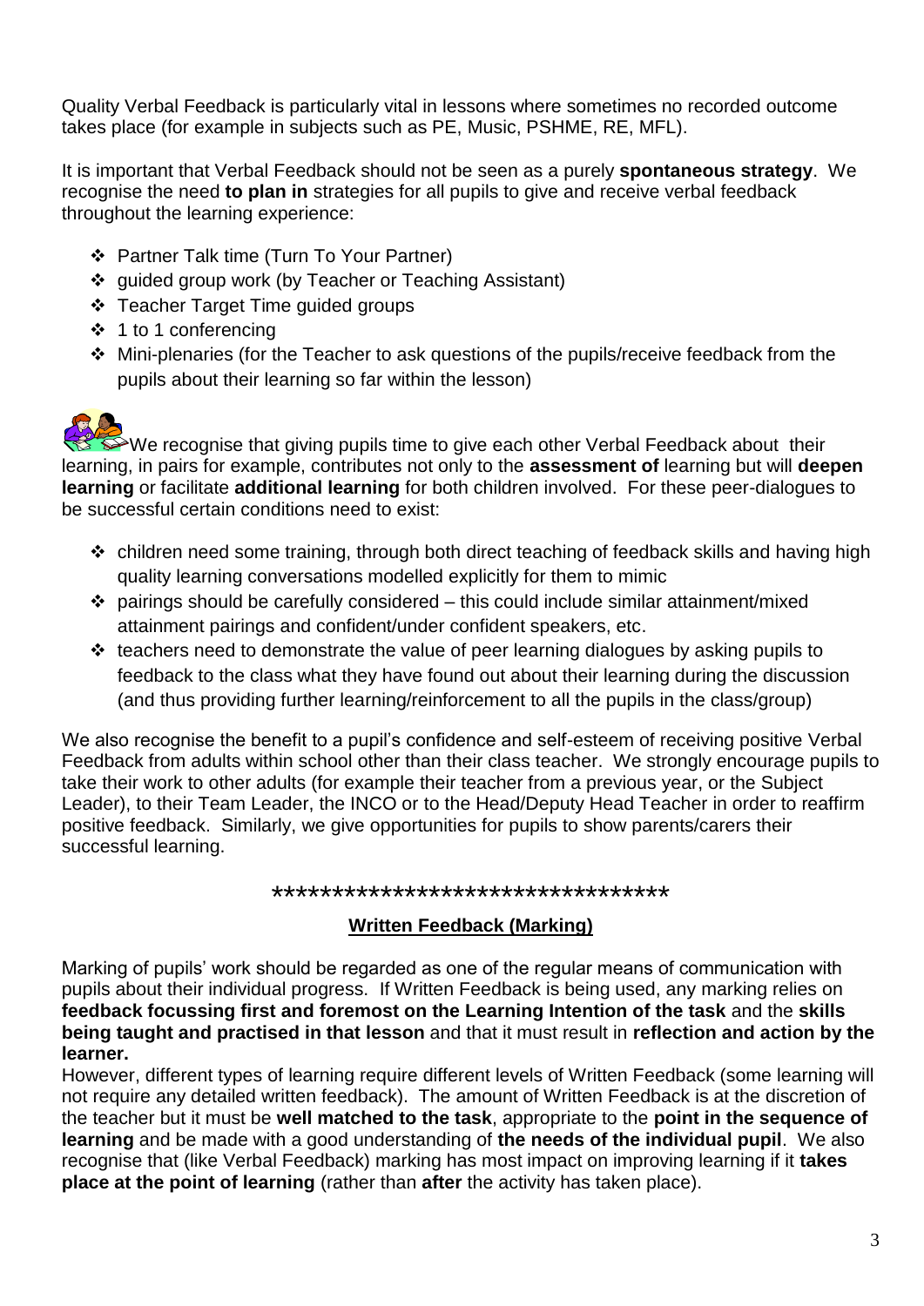Quality Verbal Feedback is particularly vital in lessons where sometimes no recorded outcome takes place (for example in subjects such as PE, Music, PSHME, RE, MFL).

It is important that Verbal Feedback should not be seen as a purely **spontaneous strategy**. We recognise the need **to plan in** strategies for all pupils to give and receive verbal feedback throughout the learning experience:

- Partner Talk time (Turn To Your Partner)
- guided group work (by Teacher or Teaching Assistant)
- Teacher Target Time guided groups
- 1 to 1 conferencing
- Mini-plenaries (for the Teacher to ask questions of the pupils/receive feedback from the pupils about their learning so far within the lesson)

We recognise that giving pupils time to give each other Verbal Feedback about their learning, in pairs for example, contributes not only to the **assessment of** learning but will **deepen learning** or facilitate **additional learning** for both children involved. For these peer-dialogues to be successful certain conditions need to exist:

- children need some training, through both direct teaching of feedback skills and having high quality learning conversations modelled explicitly for them to mimic
- pairings should be carefully considered – this could include similar attainment/mixed attainment pairings and confident/under confident speakers, etc.
- teachers need to demonstrate the value of peer learning dialogues by asking pupils to feedback to the class what they have found out about their learning during the discussion (and thus providing further learning/reinforcement to all the pupils in the class/group)

We also recognise the benefit to a pupil's confidence and self-esteem of receiving positive Verbal Feedback from adults within school other than their class teacher. We strongly encourage pupils to take their work to other adults (for example their teacher from a previous year, or the Subject Leader), to their Team Leader, the INCO or to the Head/Deputy Head Teacher in order to reaffirm positive feedback. Similarly, we give opportunities for pupils to show parents/carers their successful learning.

*********************************

## Written Feedback (Marking)

Marking of pupils' work should be regarded as one of the regular means of communication with pupils about their individual progress. If Written Feedback is being used, any marking relies on **feedback focussing first and foremost on the Learning Intention of the task** and the **skills being taught and practised in that lesson** and that it must result in **reflection and action by the learner.**

However, different types of learning require different levels of Written Feedback (some learning will not require any detailed written feedback). The amount of Written Feedback is at the discretion of the teacher but it must be **well matched to the task**, appropriate to the **point in the sequence of learning** and be made with a good understanding of **the needs of the individual pupil**. We also recognise that (like Verbal Feedback) marking has most impact on improving learning if it **takes place at the point of learning** (rather than **after** the activity has taken place).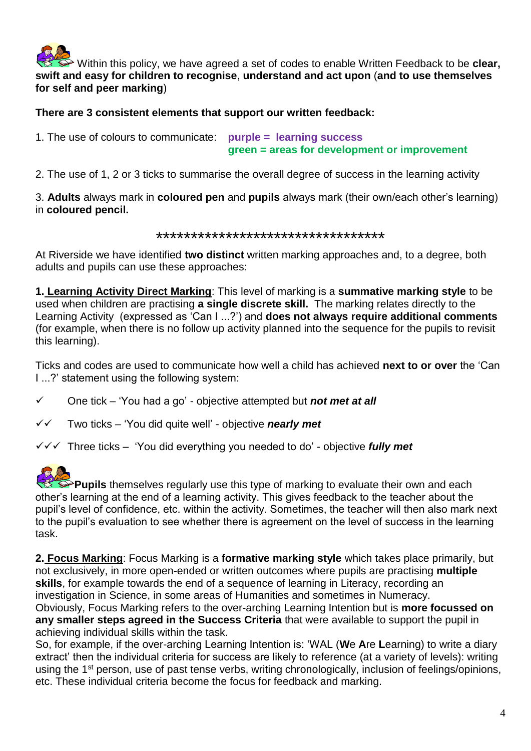Within this policy, we have agreed a set of codes to enable Written Feedback to be **clear, swift and easy for children to recognise**, **understand and act upon** (**and to use themselves for self and peer marking**)

**There are 3 consistent elements that support our written feedback:**

1. The use of colours to communicate: **purple = learning success**
   **green = areas for development or improvement**

2. The use of 1, 2 or 3 ticks to summarise the overall degree of success in the learning activity

3. **Adults** always mark in **coloured pen** and **pupils** always mark (their own/each other's learning) in **coloured pencil.**

\*\*\*\*\*\*\*\*\*\*\*\*\*\*\*\*\*\*\*\*\*\*\*\*\*\*\*\*\*\*\*\*\*\*

At Riverside we have identified **two distinct** written marking approaches and, to a degree, both adults and pupils can use these approaches:

**1. Learning Activity Direct Marking**: This level of marking is a **summative marking style** to be used when children are practising **a single discrete skill.** The marking relates directly to the Learning Activity (expressed as 'Can I ...?') and **does not always require additional comments** (for example, when there is no follow up activity planned into the sequence for the pupils to revisit this learning).

Ticks and codes are used to communicate how well a child has achieved **next to or over** the 'Can I ...?' statement using the following system:

- ✓ One tick – 'You had a go' - objective attempted but ***not met at all***
- ✓✓ Two ticks – 'You did quite well' - objective ***nearly met***
- ✓✓✓ Three ticks – 'You did everything you needed to do' - objective ***fully met***

**Pupils** themselves regularly use this type of marking to evaluate their own and each other's learning at the end of a learning activity. This gives feedback to the teacher about the pupil's level of confidence, etc. within the activity. Sometimes, the teacher will then also mark next to the pupil's evaluation to see whether there is agreement on the level of success in the learning task.

**2. Focus Marking**: Focus Marking is a **formative marking style** which takes place primarily, but not exclusively, in more open-ended or written outcomes where pupils are practising **multiple skills**, for example towards the end of a sequence of learning in Literacy, recording an investigation in Science, in some areas of Humanities and sometimes in Numeracy.
Obviously, Focus Marking refers to the over-arching Learning Intention but is **more focussed on any smaller steps agreed in the Success Criteria** that were available to support the pupil in achieving individual skills within the task.
So, for example, if the over-arching Learning Intention is: 'WAL (**W**e **A**re **L**earning) to write a diary extract' then the individual criteria for success are likely to reference (at a variety of levels): writing using the 1st person, use of past tense verbs, writing chronologically, inclusion of feelings/opinions, etc. These individual criteria become the focus for feedback and marking.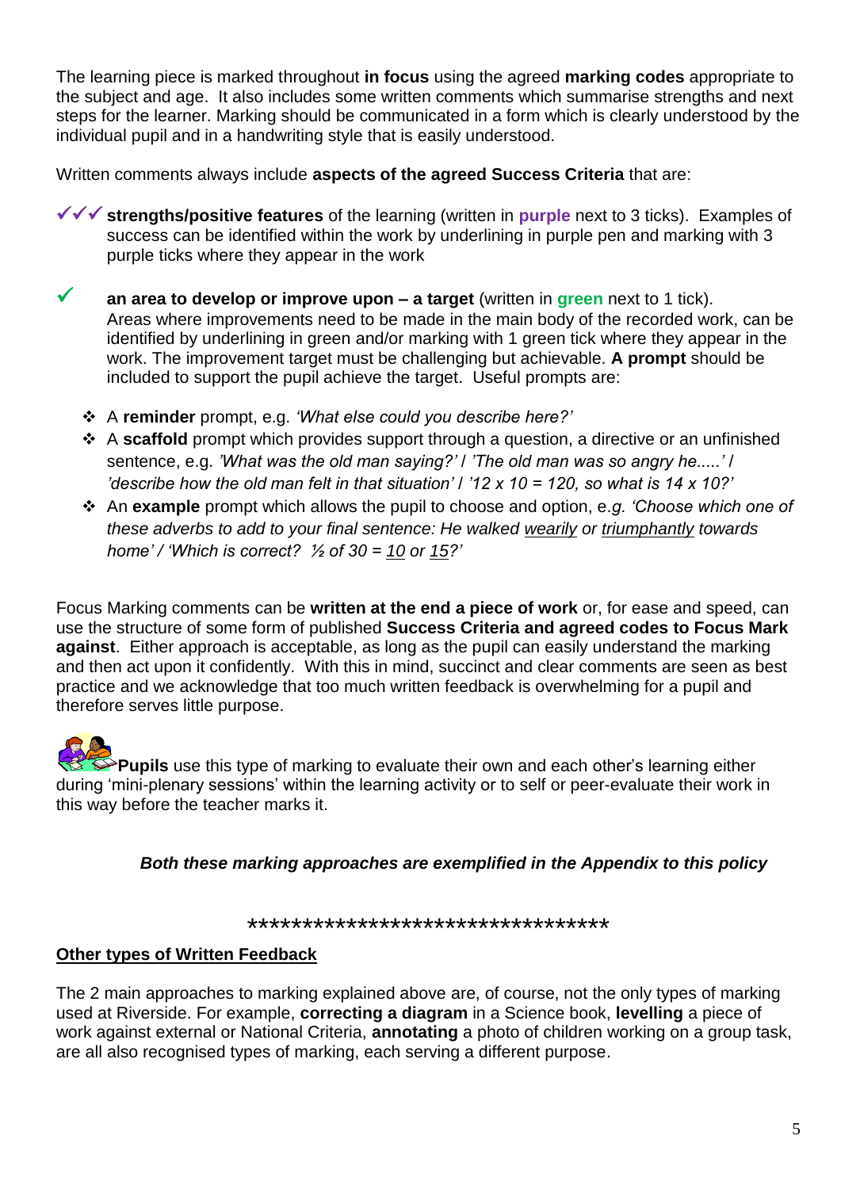The learning piece is marked throughout **in focus** using the agreed **marking codes** appropriate to the subject and age. It also includes some written comments which summarise strengths and next steps for the learner. Marking should be communicated in a form which is clearly understood by the individual pupil and in a handwriting style that is easily understood.

Written comments always include **aspects of the agreed Success Criteria** that are:

- ✓✓✓ **strengths/positive features** of the learning (written in **purple** next to 3 ticks). Examples of success can be identified within the work by underlining in purple pen and marking with 3 purple ticks where they appear in the work

- ✓ **an area to develop or improve upon – a target** (written in **green** next to 1 tick). Areas where improvements need to be made in the main body of the recorded work, can be identified by underlining in green and/or marking with 1 green tick where they appear in the work. The improvement target must be challenging but achievable. **A prompt** should be included to support the pupil achieve the target. Useful prompts are:

  - A **reminder** prompt, e.g. *'What else could you describe here?'*
  - A **scaffold** prompt which provides support through a question, a directive or an unfinished sentence, e.g. *'What was the old man saying?' / 'The old man was so angry he.....' / 'describe how the old man felt in that situation' / '12 x 10 = 120, so what is 14 x 10?'*
  - An **example** prompt which allows the pupil to choose and option, e.*g. 'Choose which one of these adverbs to add to your final sentence: He walked <u>wearily</u> or <u>triumphantly</u> towards home' / 'Which is correct? ½ of 30 = <u>10</u> or <u>15</u>?'*

Focus Marking comments can be **written at the end a piece of work** or, for ease and speed, can use the structure of some form of published **Success Criteria and agreed codes to Focus Mark against**. Either approach is acceptable, as long as the pupil can easily understand the marking and then act upon it confidently. With this in mind, succinct and clear comments are seen as best practice and we acknowledge that too much written feedback is overwhelming for a pupil and therefore serves little purpose.

**Pupils** use this type of marking to evaluate their own and each other's learning either during 'mini-plenary sessions' within the learning activity or to self or peer-evaluate their work in this way before the teacher marks it.

***Both these marking approaches are exemplified in the Appendix to this policy***

*********************************

**<u>Other types of Written Feedback</u>**

The 2 main approaches to marking explained above are, of course, not the only types of marking used at Riverside. For example, **correcting a diagram** in a Science book, **levelling** a piece of work against external or National Criteria, **annotating** a photo of children working on a group task, are all also recognised types of marking, each serving a different purpose.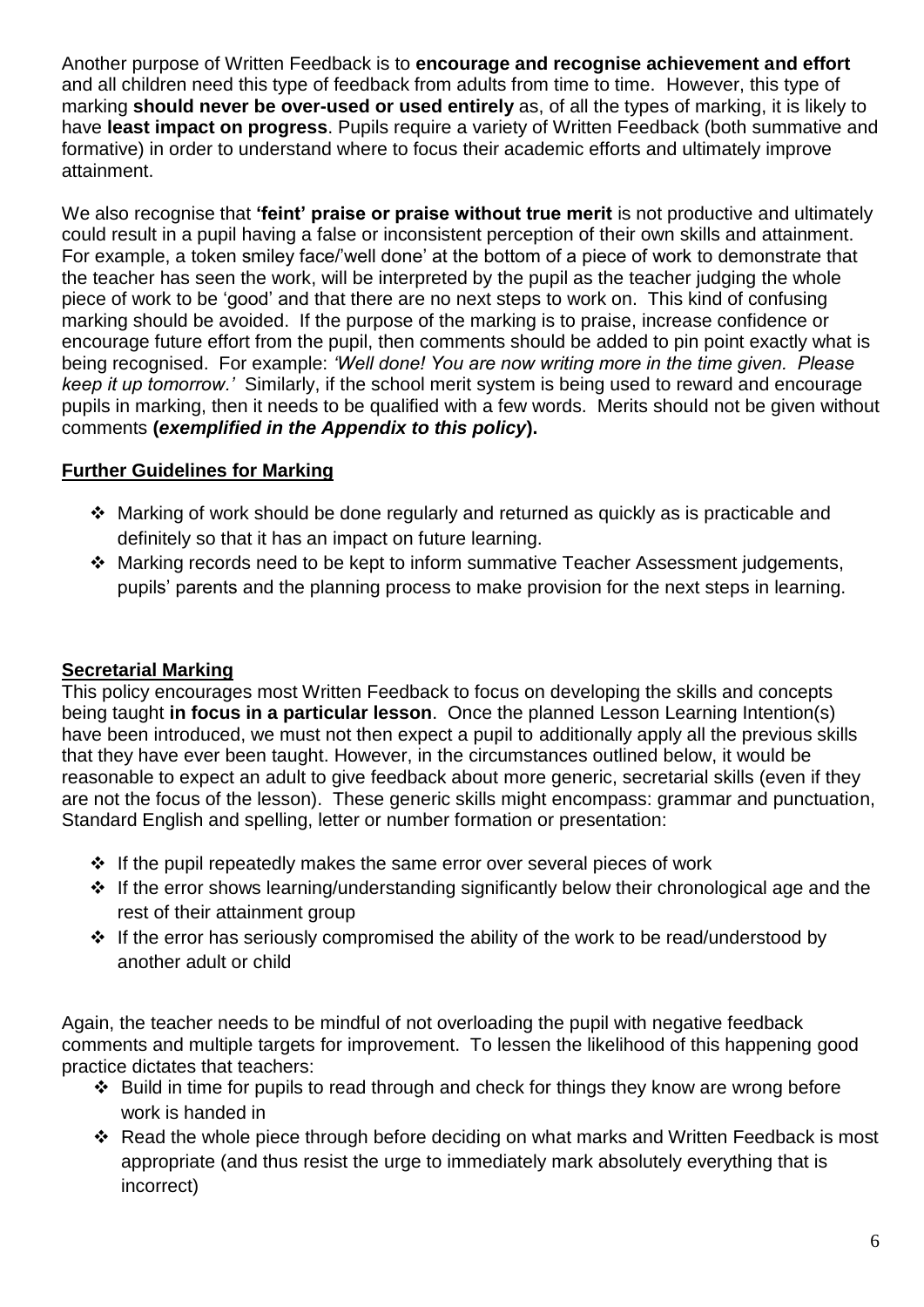Another purpose of Written Feedback is to **encourage and recognise achievement and effort** and all children need this type of feedback from adults from time to time. However, this type of marking **should never be over-used or used entirely** as, of all the types of marking, it is likely to have **least impact on progress**. Pupils require a variety of Written Feedback (both summative and formative) in order to understand where to focus their academic efforts and ultimately improve attainment.

We also recognise that **'feint' praise or praise without true merit** is not productive and ultimately could result in a pupil having a false or inconsistent perception of their own skills and attainment. For example, a token smiley face/'well done' at the bottom of a piece of work to demonstrate that the teacher has seen the work, will be interpreted by the pupil as the teacher judging the whole piece of work to be 'good' and that there are no next steps to work on. This kind of confusing marking should be avoided. If the purpose of the marking is to praise, increase confidence or encourage future effort from the pupil, then comments should be added to pin point exactly what is being recognised. For example: *'Well done! You are now writing more in the time given. Please keep it up tomorrow.'* Similarly, if the school merit system is being used to reward and encourage pupils in marking, then it needs to be qualified with a few words. Merits should not be given without comments **(*exemplified in the Appendix to this policy*).**

## Further Guidelines for Marking

- Marking of work should be done regularly and returned as quickly as is practicable and definitely so that it has an impact on future learning.
- Marking records need to be kept to inform summative Teacher Assessment judgements, pupils' parents and the planning process to make provision for the next steps in learning.

## Secretarial Marking

This policy encourages most Written Feedback to focus on developing the skills and concepts being taught **in focus in a particular lesson**. Once the planned Lesson Learning Intention(s) have been introduced, we must not then expect a pupil to additionally apply all the previous skills that they have ever been taught. However, in the circumstances outlined below, it would be reasonable to expect an adult to give feedback about more generic, secretarial skills (even if they are not the focus of the lesson). These generic skills might encompass: grammar and punctuation, Standard English and spelling, letter or number formation or presentation:

- If the pupil repeatedly makes the same error over several pieces of work
- If the error shows learning/understanding significantly below their chronological age and the rest of their attainment group
- If the error has seriously compromised the ability of the work to be read/understood by another adult or child

Again, the teacher needs to be mindful of not overloading the pupil with negative feedback comments and multiple targets for improvement. To lessen the likelihood of this happening good practice dictates that teachers:

- Build in time for pupils to read through and check for things they know are wrong before work is handed in
- Read the whole piece through before deciding on what marks and Written Feedback is most appropriate (and thus resist the urge to immediately mark absolutely everything that is incorrect)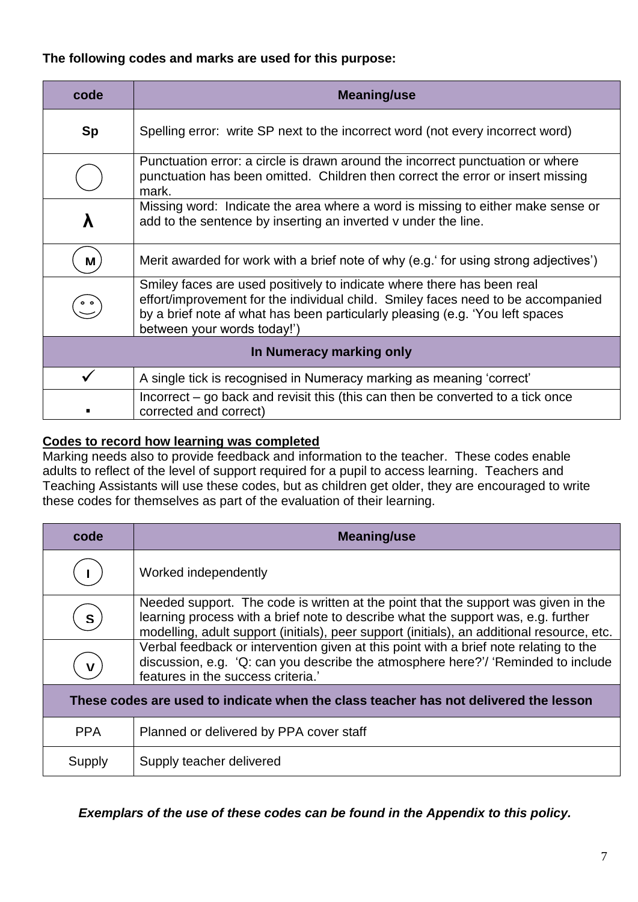**The following codes and marks are used for this purpose:**

| code | Meaning/use |
|---|---|
| **Sp** | Spelling error: write SP next to the incorrect word (not every incorrect word) |
| ◯ | Punctuation error: a circle is drawn around the incorrect punctuation or where punctuation has been omitted. Children then correct the error or insert missing mark. |
| **λ** | Missing word: Indicate the area where a word is missing to either make sense or add to the sentence by inserting an inverted v under the line. |
| Ⓜ | Merit awarded for work with a brief note of why (e.g.' for using strong adjectives') |
| ☺ | Smiley faces are used positively to indicate where there has been real effort/improvement for the individual child. Smiley faces need to be accompanied by a brief note af what has been particularly pleasing (e.g. 'You left spaces between your words today!') |
| **In Numeracy marking only** | |
| ✓ | A single tick is recognised in Numeracy marking as meaning 'correct' |
| ▪ | Incorrect – go back and revisit this (this can then be converted to a tick once corrected and correct) |

**Codes to record how learning was completed**

Marking needs also to provide feedback and information to the teacher. These codes enable adults to reflect of the level of support required for a pupil to access learning. Teachers and Teaching Assistants will use these codes, but as children get older, they are encouraged to write these codes for themselves as part of the evaluation of their learning.

| code | Meaning/use |
|---|---|
| Ⓘ | Worked independently |
| Ⓢ | Needed support. The code is written at the point that the support was given in the learning process with a brief note to describe what the support was, e.g. further modelling, adult support (initials), peer support (initials), an additional resource, etc. |
| Ⓥ | Verbal feedback or intervention given at this point with a brief note relating to the discussion, e.g. 'Q: can you describe the atmosphere here?'/ 'Reminded to include features in the success criteria.' |
| **These codes are used to indicate when the class teacher has not delivered the lesson** | |
| PPA | Planned or delivered by PPA cover staff |
| Supply | Supply teacher delivered |

***Exemplars of the use of these codes can be found in the Appendix to this policy.***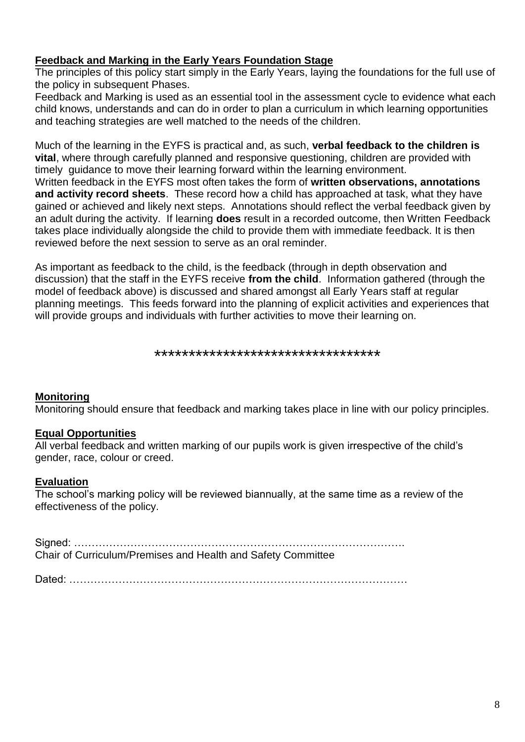## Feedback and Marking in the Early Years Foundation Stage

The principles of this policy start simply in the Early Years, laying the foundations for the full use of the policy in subsequent Phases.

Feedback and Marking is used as an essential tool in the assessment cycle to evidence what each child knows, understands and can do in order to plan a curriculum in which learning opportunities and teaching strategies are well matched to the needs of the children.

Much of the learning in the EYFS is practical and, as such, **verbal feedback to the children is vital**, where through carefully planned and responsive questioning, children are provided with timely guidance to move their learning forward within the learning environment.

Written feedback in the EYFS most often takes the form of **written observations, annotations and activity record sheets**. These record how a child has approached at task, what they have gained or achieved and likely next steps. Annotations should reflect the verbal feedback given by an adult during the activity. If learning **does** result in a recorded outcome, then Written Feedback takes place individually alongside the child to provide them with immediate feedback. It is then reviewed before the next session to serve as an oral reminder.

As important as feedback to the child, is the feedback (through in depth observation and discussion) that the staff in the EYFS receive **from the child**. Information gathered (through the model of feedback above) is discussed and shared amongst all Early Years staff at regular planning meetings. This feeds forward into the planning of explicit activities and experiences that will provide groups and individuals with further activities to move their learning on.

********************************

## Monitoring

Monitoring should ensure that feedback and marking takes place in line with our policy principles.

## Equal Opportunities

All verbal feedback and written marking of our pupils work is given irrespective of the child's gender, race, colour or creed.

## Evaluation

The school's marking policy will be reviewed biannually, at the same time as a review of the effectiveness of the policy.

Signed: ……………………………………………………………………………….
Chair of Curriculum/Premises and Health and Safety Committee

Dated: ………………………………………………………………………………